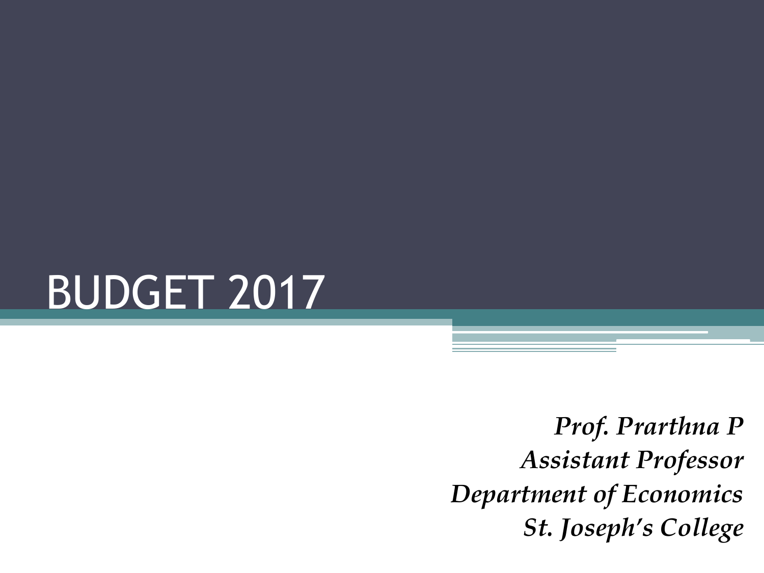# BUDGET 2017

*Prof. Prarthna P*
*Assistant Professor*
*Department of Economics*
*St. Joseph's College*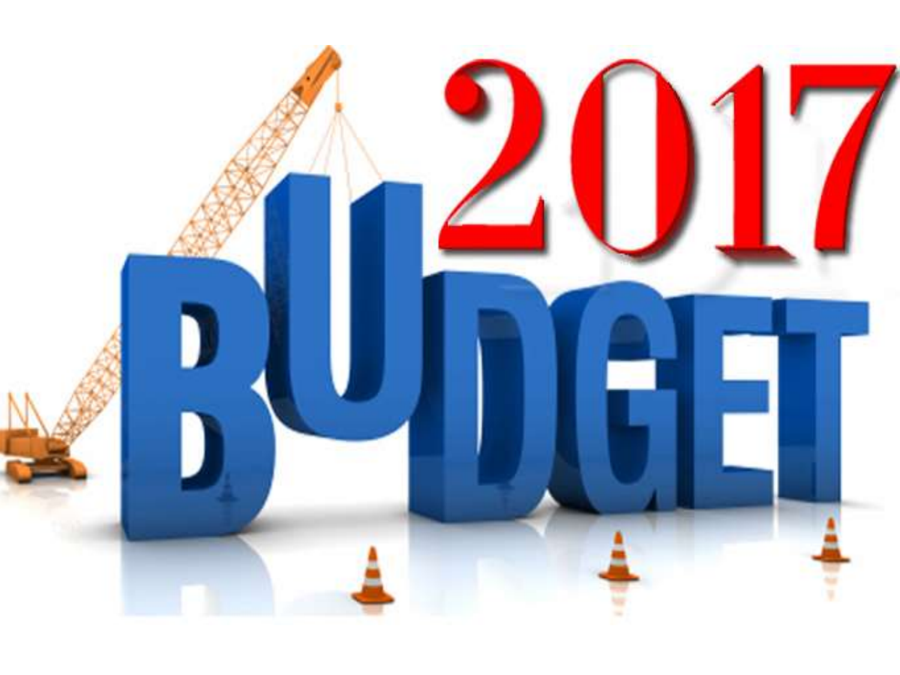# 2017

# BUDGET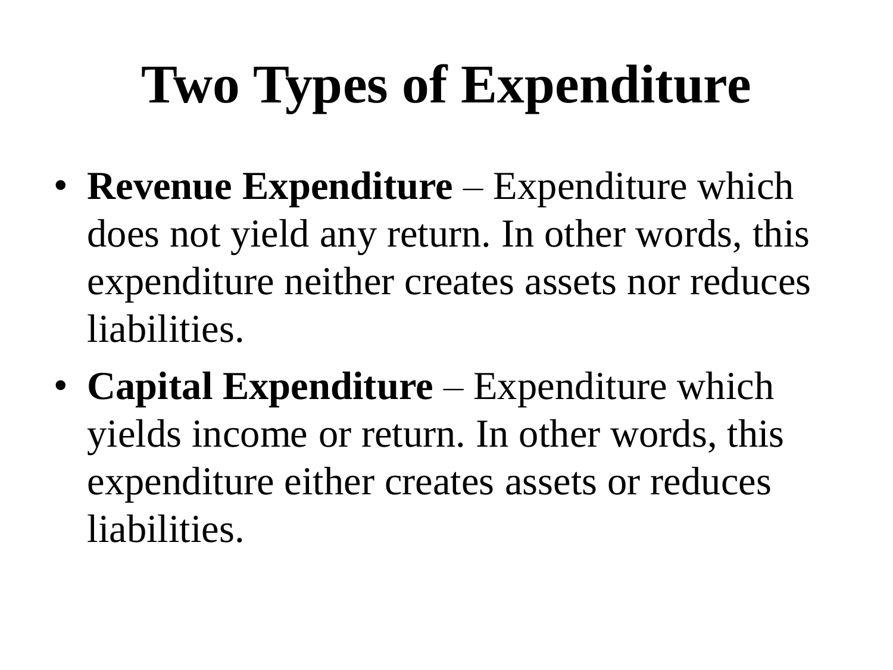# Two Types of Expenditure

- **Revenue Expenditure** – Expenditure which does not yield any return. In other words, this expenditure neither creates assets nor reduces liabilities.
- **Capital Expenditure** – Expenditure which yields income or return. In other words, this expenditure either creates assets or reduces liabilities.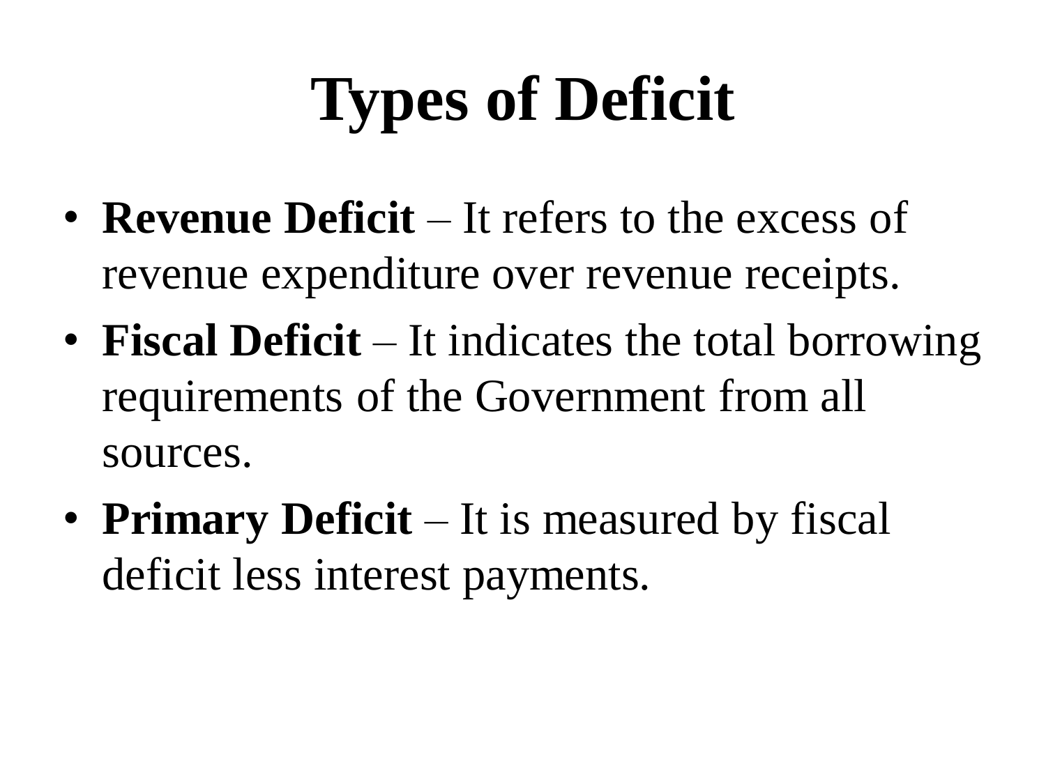# Types of Deficit

- **Revenue Deficit** – It refers to the excess of revenue expenditure over revenue receipts.
- **Fiscal Deficit** – It indicates the total borrowing requirements of the Government from all sources.
- **Primary Deficit** – It is measured by fiscal deficit less interest payments.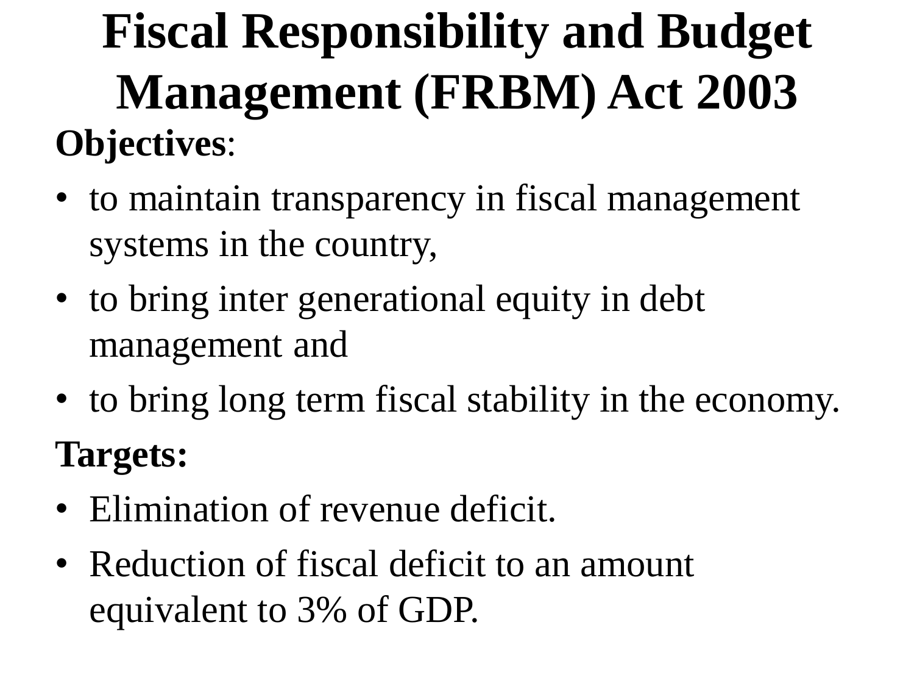# Fiscal Responsibility and Budget Management (FRBM) Act 2003

**Objectives**:

- to maintain transparency in fiscal management systems in the country,
- to bring inter generational equity in debt management and
- to bring long term fiscal stability in the economy.

**Targets:**

- Elimination of revenue deficit.
- Reduction of fiscal deficit to an amount equivalent to 3% of GDP.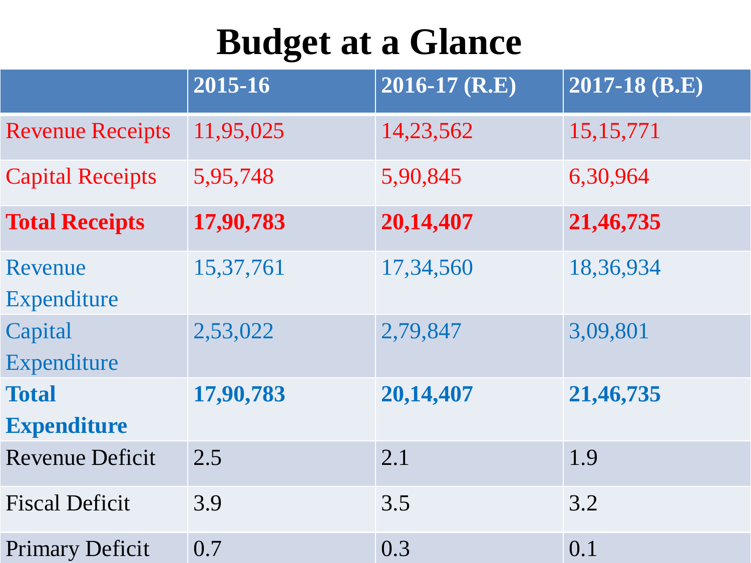# Budget at a Glance

| | 2015-16 | 2016-17 (R.E) | 2017-18 (B.E) |
|---|---|---|---|
| Revenue Receipts | 11,95,025 | 14,23,562 | 15,15,771 |
| Capital Receipts | 5,95,748 | 5,90,845 | 6,30,964 |
| **Total Receipts** | **17,90,783** | **20,14,407** | **21,46,735** |
| Revenue Expenditure | 15,37,761 | 17,34,560 | 18,36,934 |
| Capital Expenditure | 2,53,022 | 2,79,847 | 3,09,801 |
| **Total Expenditure** | **17,90,783** | **20,14,407** | **21,46,735** |
| Revenue Deficit | 2.5 | 2.1 | 1.9 |
| Fiscal Deficit | 3.9 | 3.5 | 3.2 |
| Primary Deficit | 0.7 | 0.3 | 0.1 |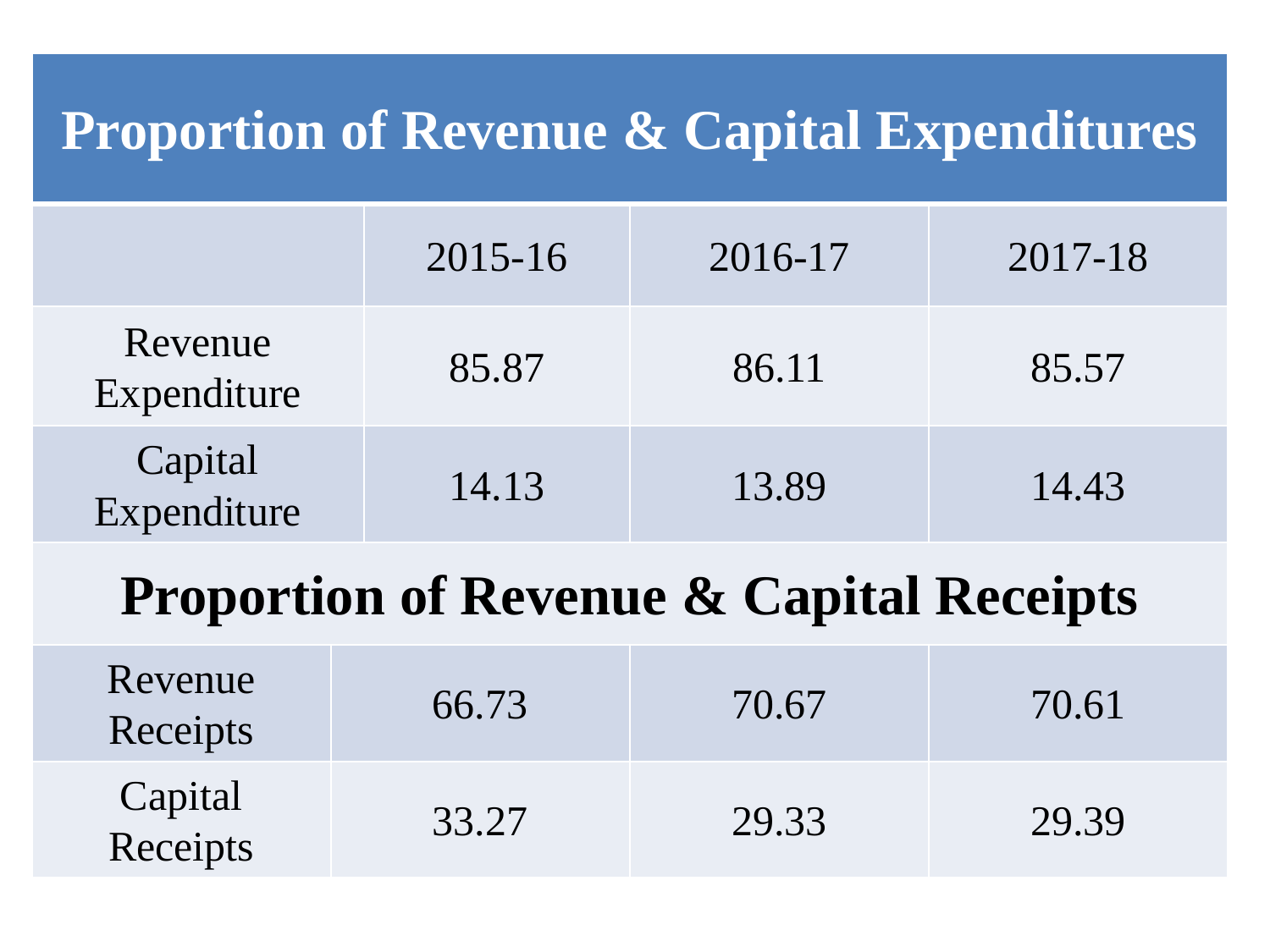| Proportion of Revenue & Capital Expenditures | | | |
| --- | --- | --- | --- |
| | 2015-16 | 2016-17 | 2017-18 |
| Revenue Expenditure | 85.87 | 86.11 | 85.57 |
| Capital Expenditure | 14.13 | 13.89 | 14.43 |
| **Proportion of Revenue & Capital Receipts** | | | |
| Revenue Receipts | 66.73 | 70.67 | 70.61 |
| Capital Receipts | 33.27 | 29.33 | 29.39 |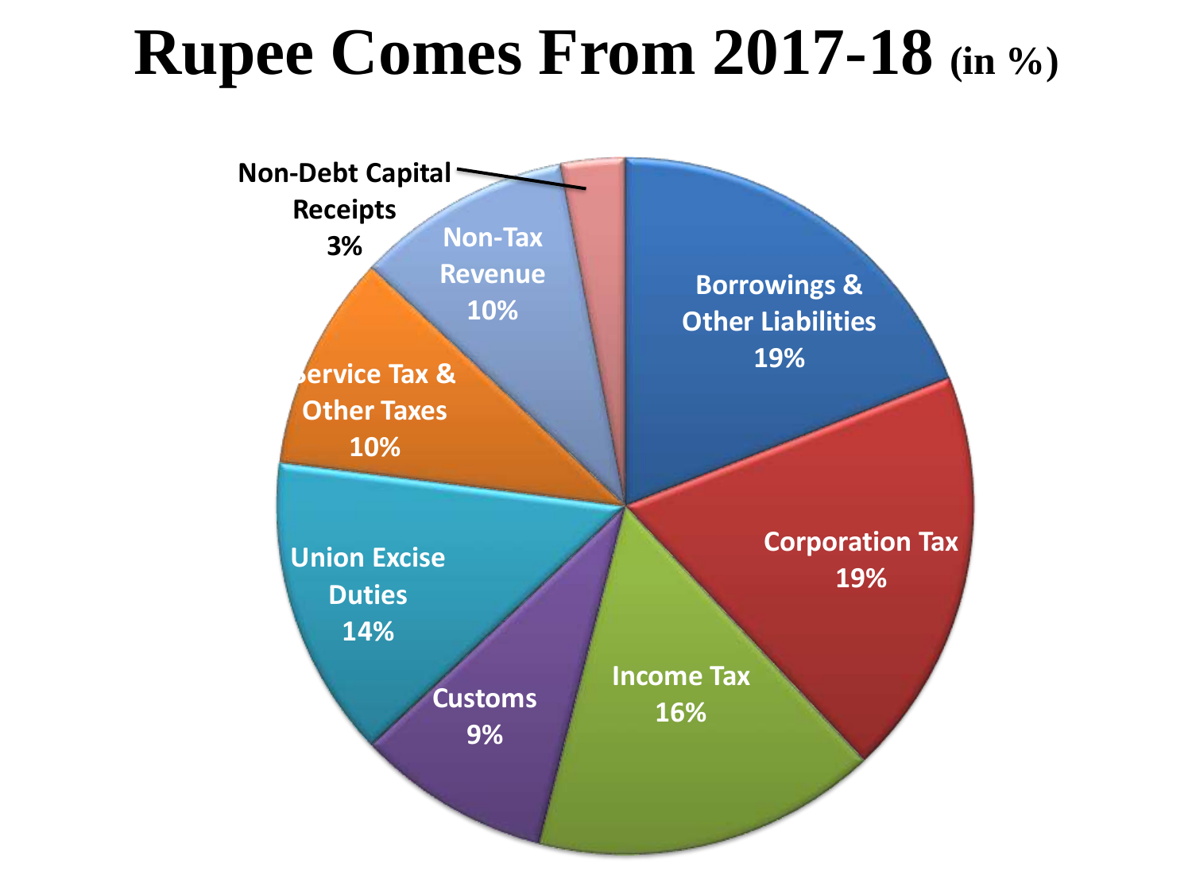# Rupee Comes From 2017-18 (in %)

- Borrowings & Other Liabilities: 19%
- Corporation Tax: 19%
- Income Tax: 16%
- Customs: 9%
- Union Excise Duties: 14%
- Service Tax & Other Taxes: 10%
- Non-Tax Revenue: 10%
- Non-Debt Capital Receipts: 3%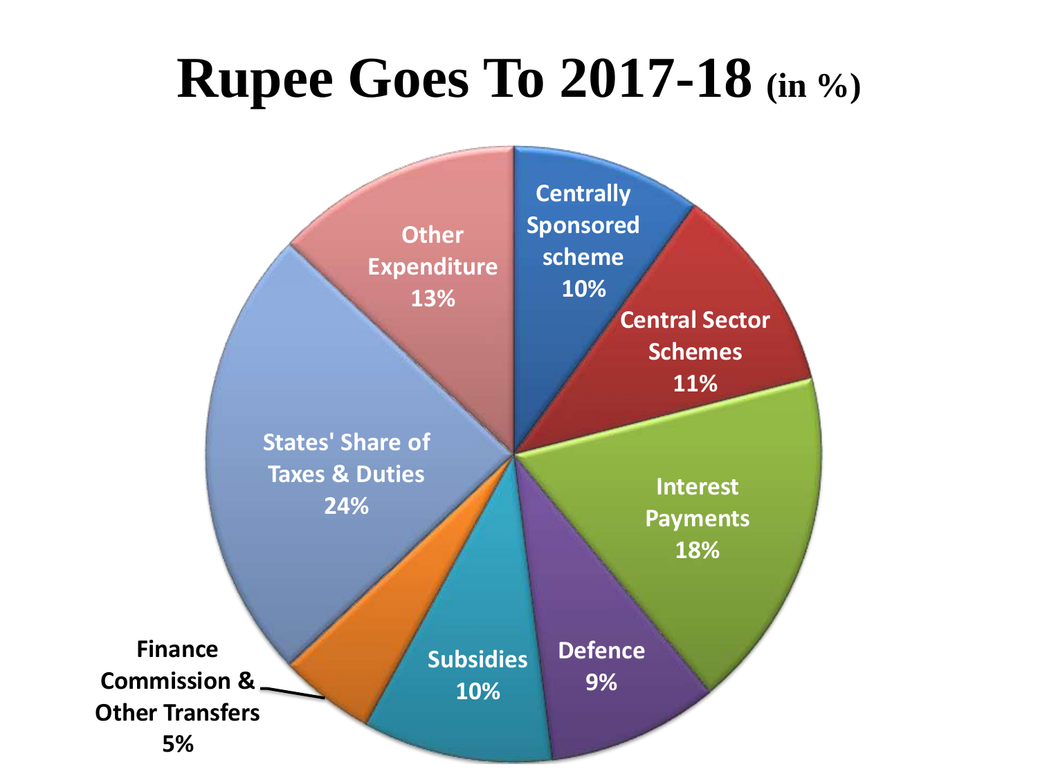# Rupee Goes To 2017-18 (in %)

Centrally Sponsored scheme 10%

Central Sector Schemes 11%

Interest Payments 18%

Defence 9%

Subsidies 10%

Finance Commission & Other Transfers 5%

States' Share of Taxes & Duties 24%

Other Expenditure 13%